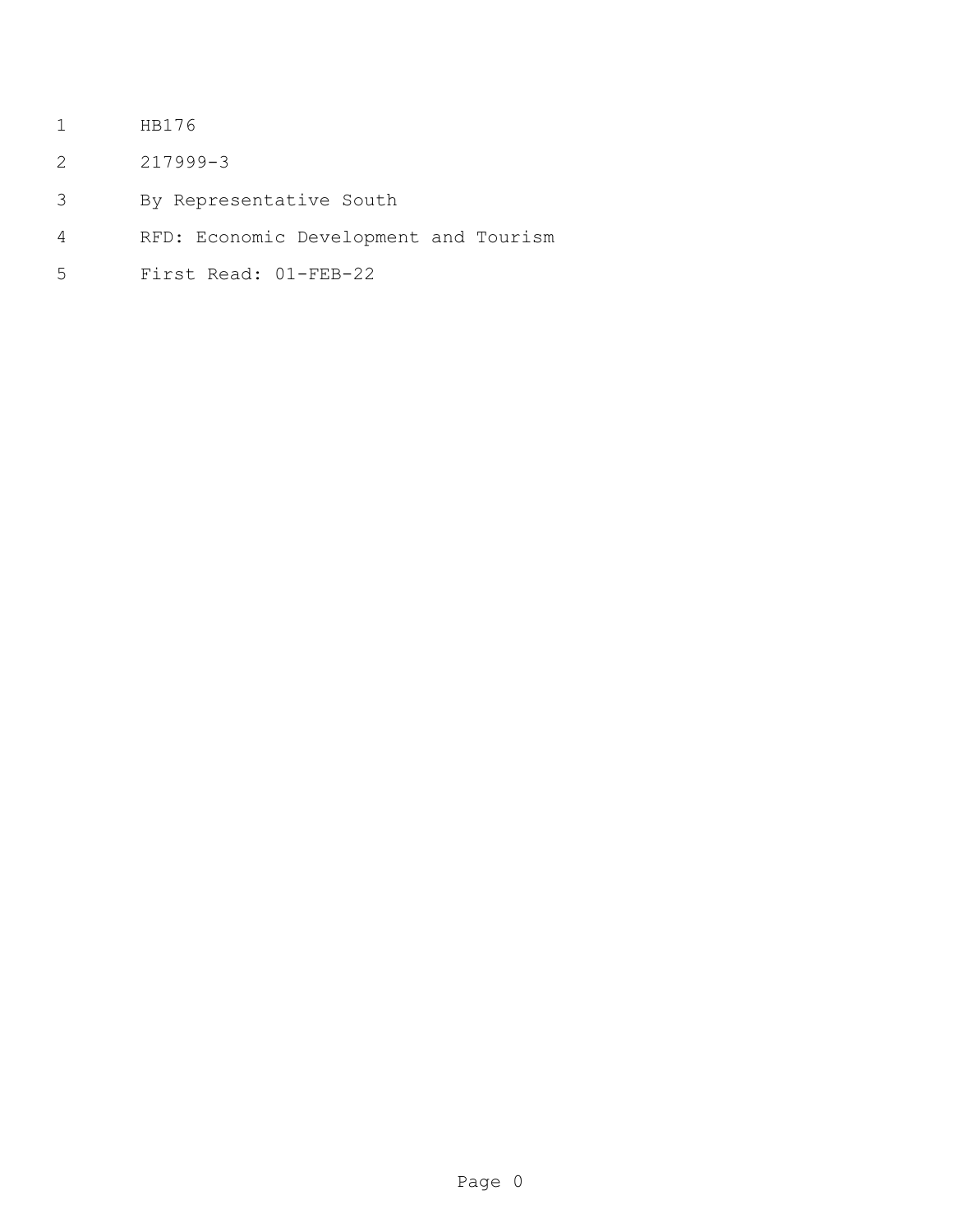HB176

217999-3

By Representative South

RFD: Economic Development and Tourism

First Read: 01-FEB-22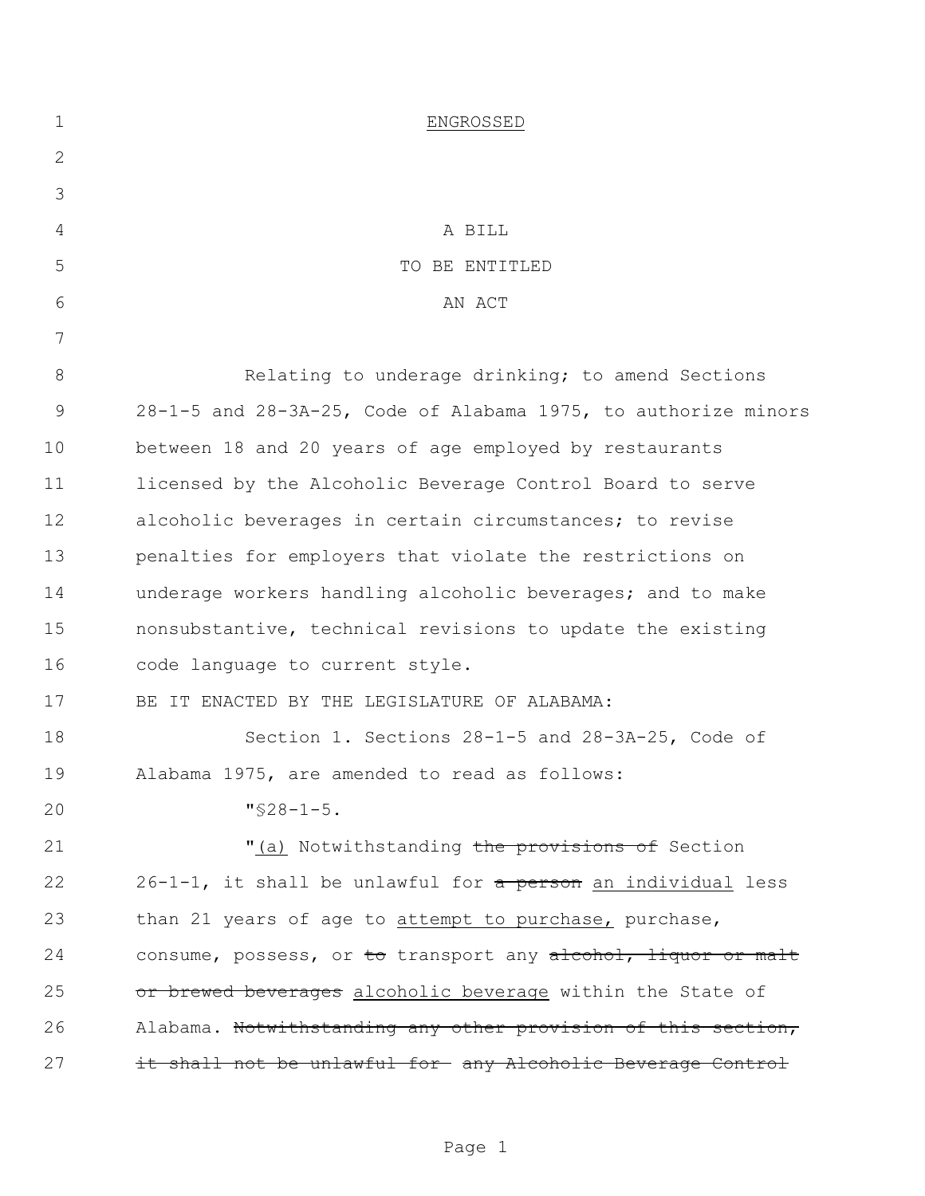ENGROSSED

A BILL

TO BE ENTITLED

AN ACT

Relating to underage drinking; to amend Sections 28-1-5 and 28-3A-25, Code of Alabama 1975, to authorize minors between 18 and 20 years of age employed by restaurants licensed by the Alcoholic Beverage Control Board to serve alcoholic beverages in certain circumstances; to revise penalties for employers that violate the restrictions on underage workers handling alcoholic beverages; and to make nonsubstantive, technical revisions to update the existing code language to current style.

BE IT ENACTED BY THE LEGISLATURE OF ALABAMA:

Section 1. Sections 28-1-5 and 28-3A-25, Code of Alabama 1975, are amended to read as follows:

"§28-1-5.

"<u>(a)</u> Notwithstanding ~~the provisions of~~ Section 26-1-1, it shall be unlawful for ~~a person~~ <u>an individual</u> less than 21 years of age to <u>attempt to purchase,</u> purchase, consume, possess, or ~~to~~ transport any ~~alcohol, liquor or malt or brewed beverages~~ <u>alcoholic beverage</u> within the State of Alabama. ~~Notwithstanding any other provision of this section, it shall not be unlawful for any Alcoholic Beverage Control~~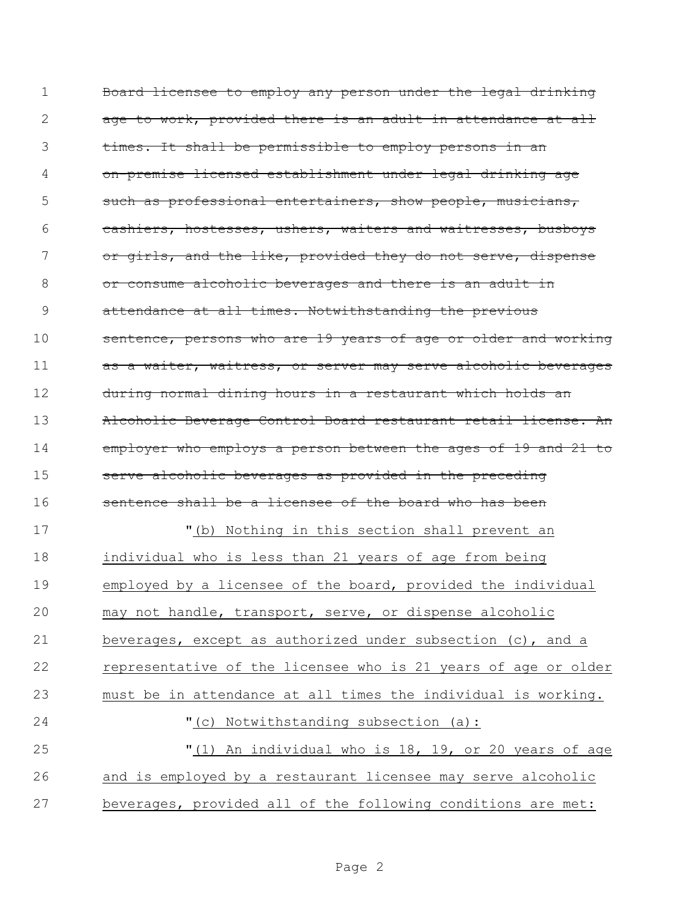~~Board licensee to employ any person under the legal drinking age to work, provided there is an adult in attendance at all times. It shall be permissible to employ persons in an on-premise licensed establishment under legal drinking age such as professional entertainers, show people, musicians, cashiers, hostesses, ushers, waiters and waitresses, busboys or girls, and the like, provided they do not serve, dispense or consume alcoholic beverages and there is an adult in attendance at all times. Notwithstanding the previous sentence, persons who are 19 years of age or older and working as a waiter, waitress, or server may serve alcoholic beverages during normal dining hours in a restaurant which holds an Alcoholic Beverage Control Board restaurant retail license. An employer who employs a person between the ages of 19 and 21 to serve alcoholic beverages as provided in the preceding sentence shall be a licensee of the board who has been~~

"<u>(b) Nothing in this section shall prevent an individual who is less than 21 years of age from being employed by a licensee of the board, provided the individual may not handle, transport, serve, or dispense alcoholic beverages, except as authorized under subsection (c), and a representative of the licensee who is 21 years of age or older must be in attendance at all times the individual is working.</u>

"<u>(c) Notwithstanding subsection (a):</u>

"<u>(1) An individual who is 18, 19, or 20 years of age and is employed by a restaurant licensee may serve alcoholic beverages, provided all of the following conditions are met:</u>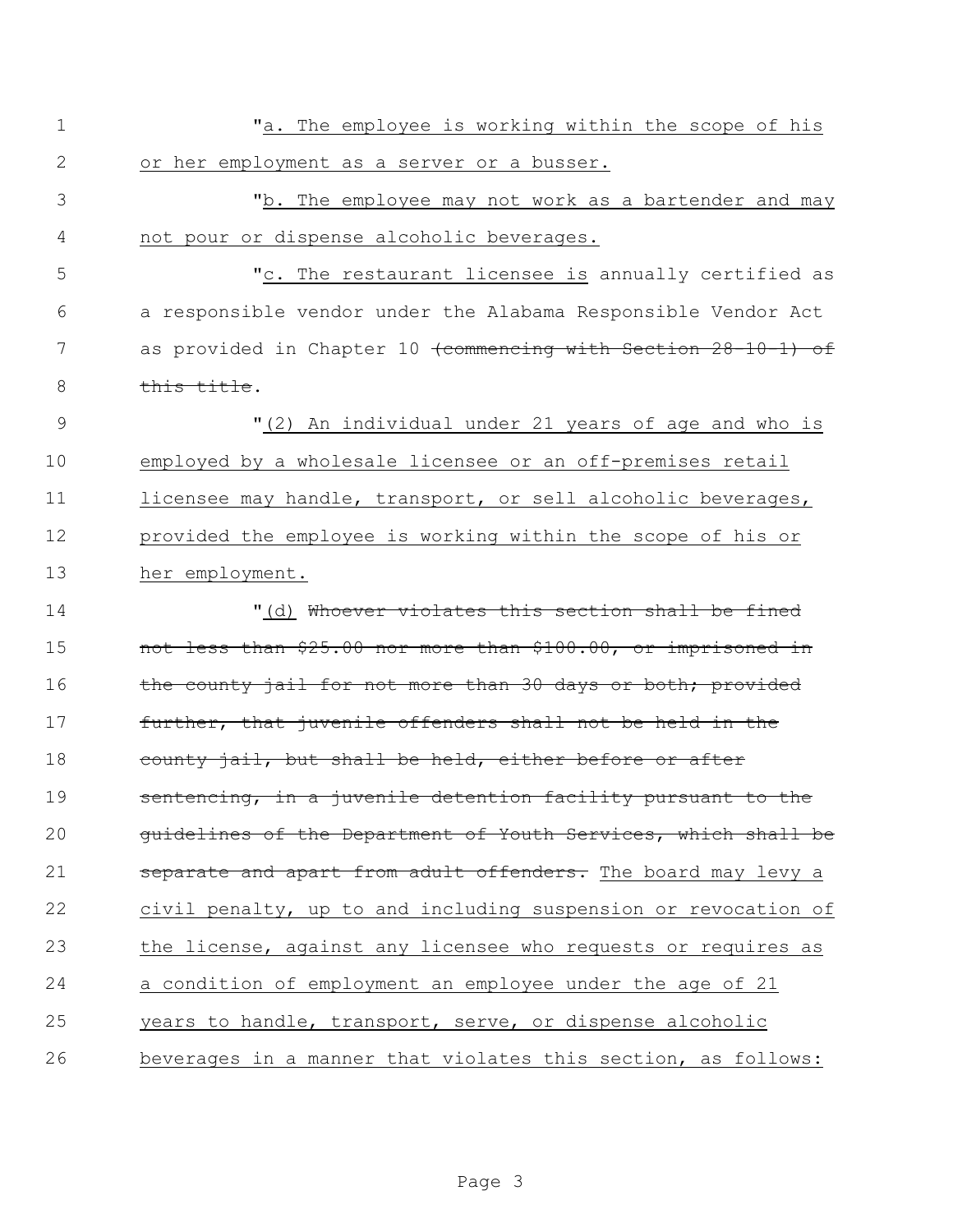"a. The employee is working within the scope of his or her employment as a server or a busser.

"b. The employee may not work as a bartender and may not pour or dispense alcoholic beverages.

"c. The restaurant licensee is annually certified as a responsible vendor under the Alabama Responsible Vendor Act as provided in Chapter 10 ~~(commencing with Section 28-10-1) of this title~~.

"(2) An individual under 21 years of age and who is employed by a wholesale licensee or an off-premises retail licensee may handle, transport, or sell alcoholic beverages, provided the employee is working within the scope of his or her employment.

"(d) ~~Whoever violates this section shall be fined not less than $25.00 nor more than $100.00, or imprisoned in the county jail for not more than 30 days or both; provided further, that juvenile offenders shall not be held in the county jail, but shall be held, either before or after sentencing, in a juvenile detention facility pursuant to the guidelines of the Department of Youth Services, which shall be separate and apart from adult offenders.~~ The board may levy a civil penalty, up to and including suspension or revocation of the license, against any licensee who requests or requires as a condition of employment an employee under the age of 21 years to handle, transport, serve, or dispense alcoholic beverages in a manner that violates this section, as follows: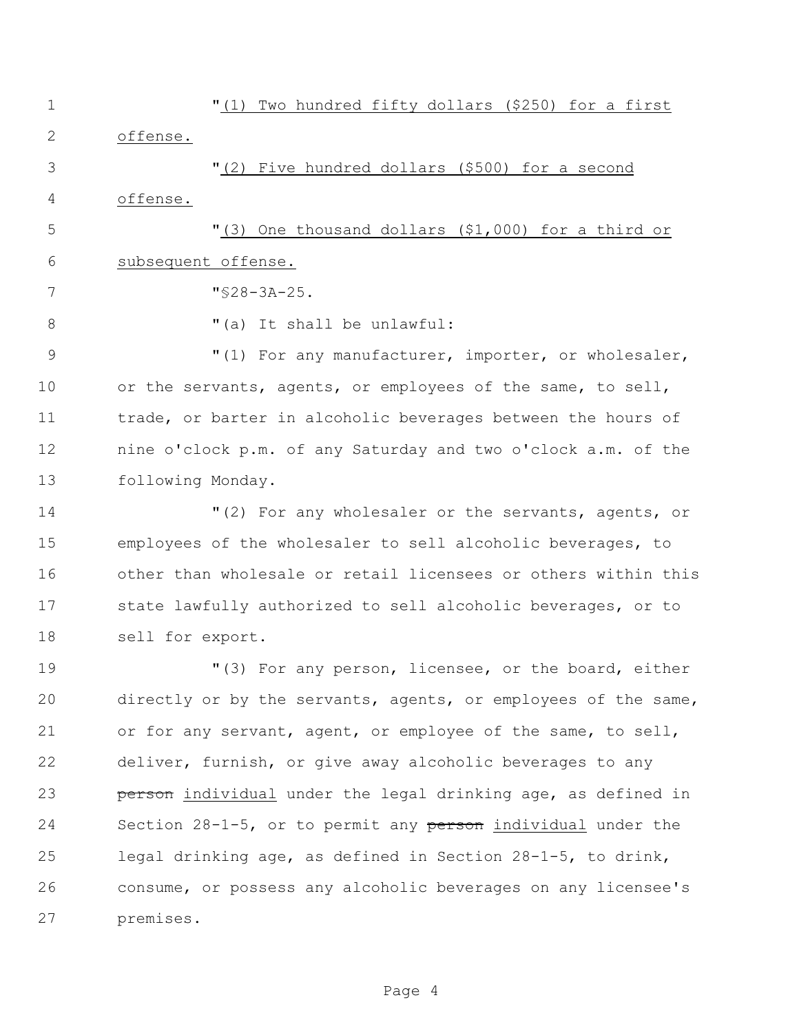"(1) Two hundred fifty dollars ($250) for a first offense.

"(2) Five hundred dollars ($500) for a second offense.

"(3) One thousand dollars ($1,000) for a third or subsequent offense.

"§28-3A-25.

"(a) It shall be unlawful:

"(1) For any manufacturer, importer, or wholesaler, or the servants, agents, or employees of the same, to sell, trade, or barter in alcoholic beverages between the hours of nine o'clock p.m. of any Saturday and two o'clock a.m. of the following Monday.

"(2) For any wholesaler or the servants, agents, or employees of the wholesaler to sell alcoholic beverages, to other than wholesale or retail licensees or others within this state lawfully authorized to sell alcoholic beverages, or to sell for export.

"(3) For any person, licensee, or the board, either directly or by the servants, agents, or employees of the same, or for any servant, agent, or employee of the same, to sell, deliver, furnish, or give away alcoholic beverages to any ~~person~~ individual under the legal drinking age, as defined in Section 28-1-5, or to permit any ~~person~~ individual under the legal drinking age, as defined in Section 28-1-5, to drink, consume, or possess any alcoholic beverages on any licensee's premises.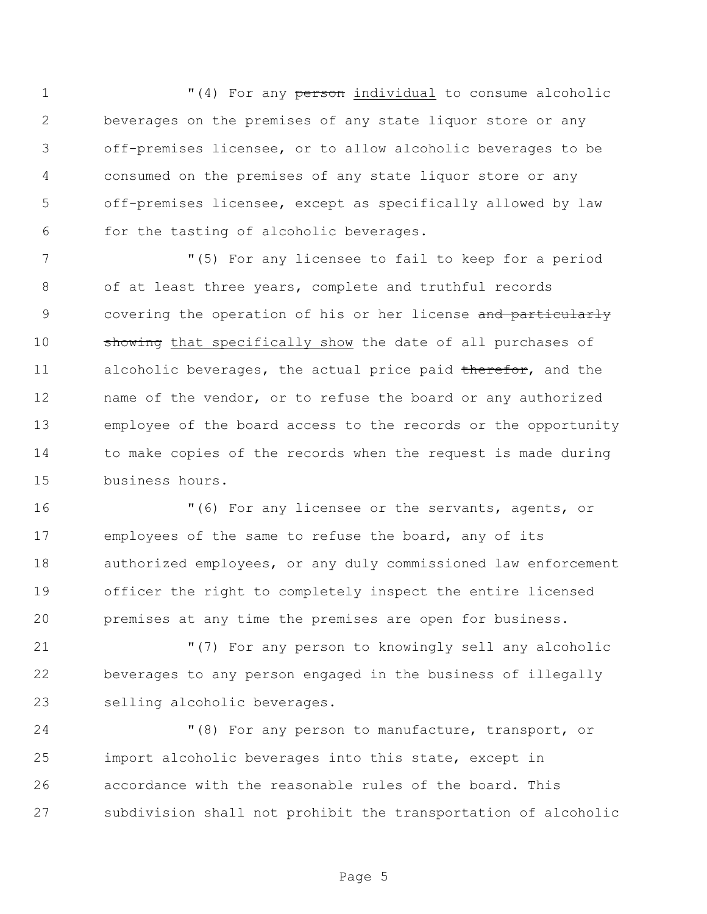"(4) For any ~~person~~ individual to consume alcoholic beverages on the premises of any state liquor store or any off-premises licensee, or to allow alcoholic beverages to be consumed on the premises of any state liquor store or any off-premises licensee, except as specifically allowed by law for the tasting of alcoholic beverages.

"(5) For any licensee to fail to keep for a period of at least three years, complete and truthful records covering the operation of his or her license ~~and particularly showing~~ that specifically show the date of all purchases of alcoholic beverages, the actual price paid ~~therefor~~, and the name of the vendor, or to refuse the board or any authorized employee of the board access to the records or the opportunity to make copies of the records when the request is made during business hours.

"(6) For any licensee or the servants, agents, or employees of the same to refuse the board, any of its authorized employees, or any duly commissioned law enforcement officer the right to completely inspect the entire licensed premises at any time the premises are open for business.

"(7) For any person to knowingly sell any alcoholic beverages to any person engaged in the business of illegally selling alcoholic beverages.

"(8) For any person to manufacture, transport, or import alcoholic beverages into this state, except in accordance with the reasonable rules of the board. This subdivision shall not prohibit the transportation of alcoholic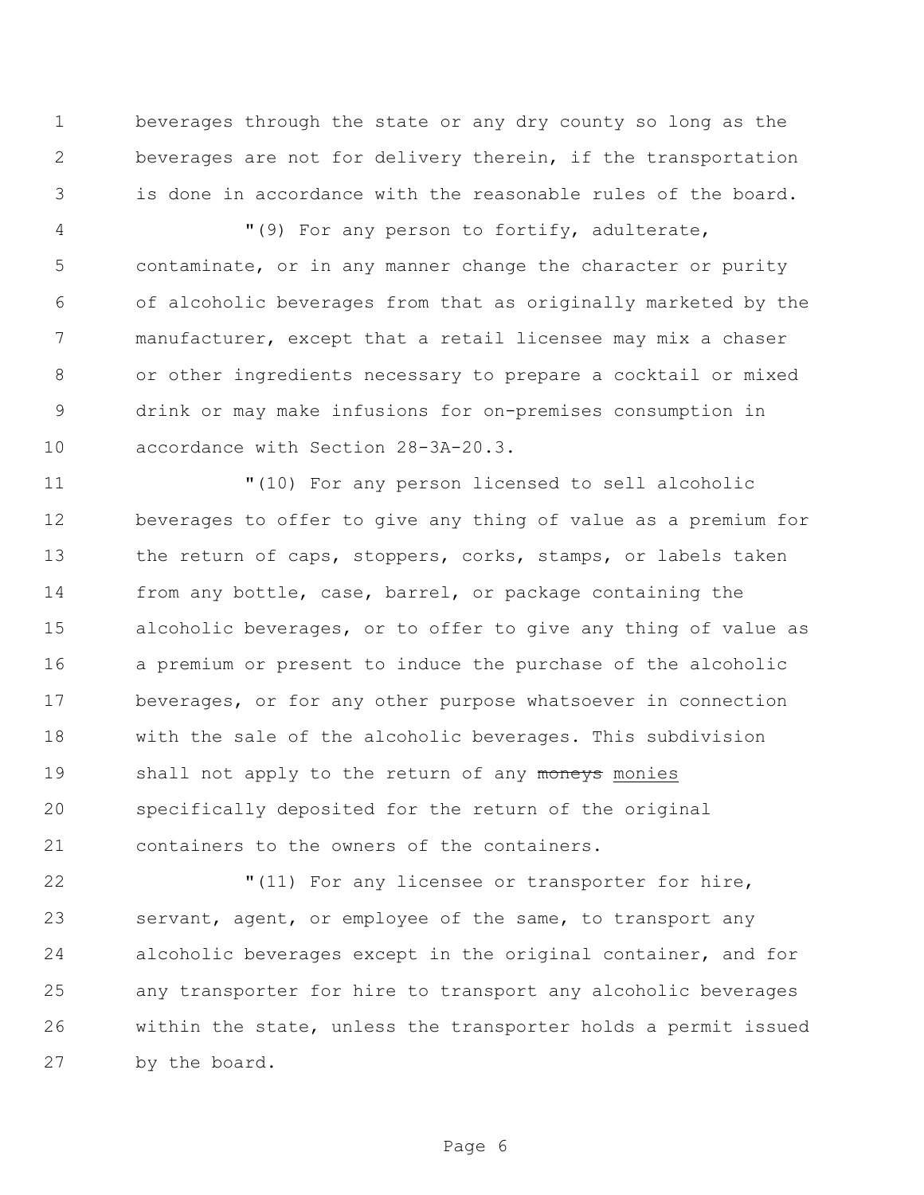beverages through the state or any dry county so long as the beverages are not for delivery therein, if the transportation is done in accordance with the reasonable rules of the board.

"(9) For any person to fortify, adulterate, contaminate, or in any manner change the character or purity of alcoholic beverages from that as originally marketed by the manufacturer, except that a retail licensee may mix a chaser or other ingredients necessary to prepare a cocktail or mixed drink or may make infusions for on-premises consumption in accordance with Section 28-3A-20.3.

"(10) For any person licensed to sell alcoholic beverages to offer to give any thing of value as a premium for the return of caps, stoppers, corks, stamps, or labels taken from any bottle, case, barrel, or package containing the alcoholic beverages, or to offer to give any thing of value as a premium or present to induce the purchase of the alcoholic beverages, or for any other purpose whatsoever in connection with the sale of the alcoholic beverages. This subdivision shall not apply to the return of any ~~moneys~~ <u>monies</u> specifically deposited for the return of the original containers to the owners of the containers.

"(11) For any licensee or transporter for hire, servant, agent, or employee of the same, to transport any alcoholic beverages except in the original container, and for any transporter for hire to transport any alcoholic beverages within the state, unless the transporter holds a permit issued by the board.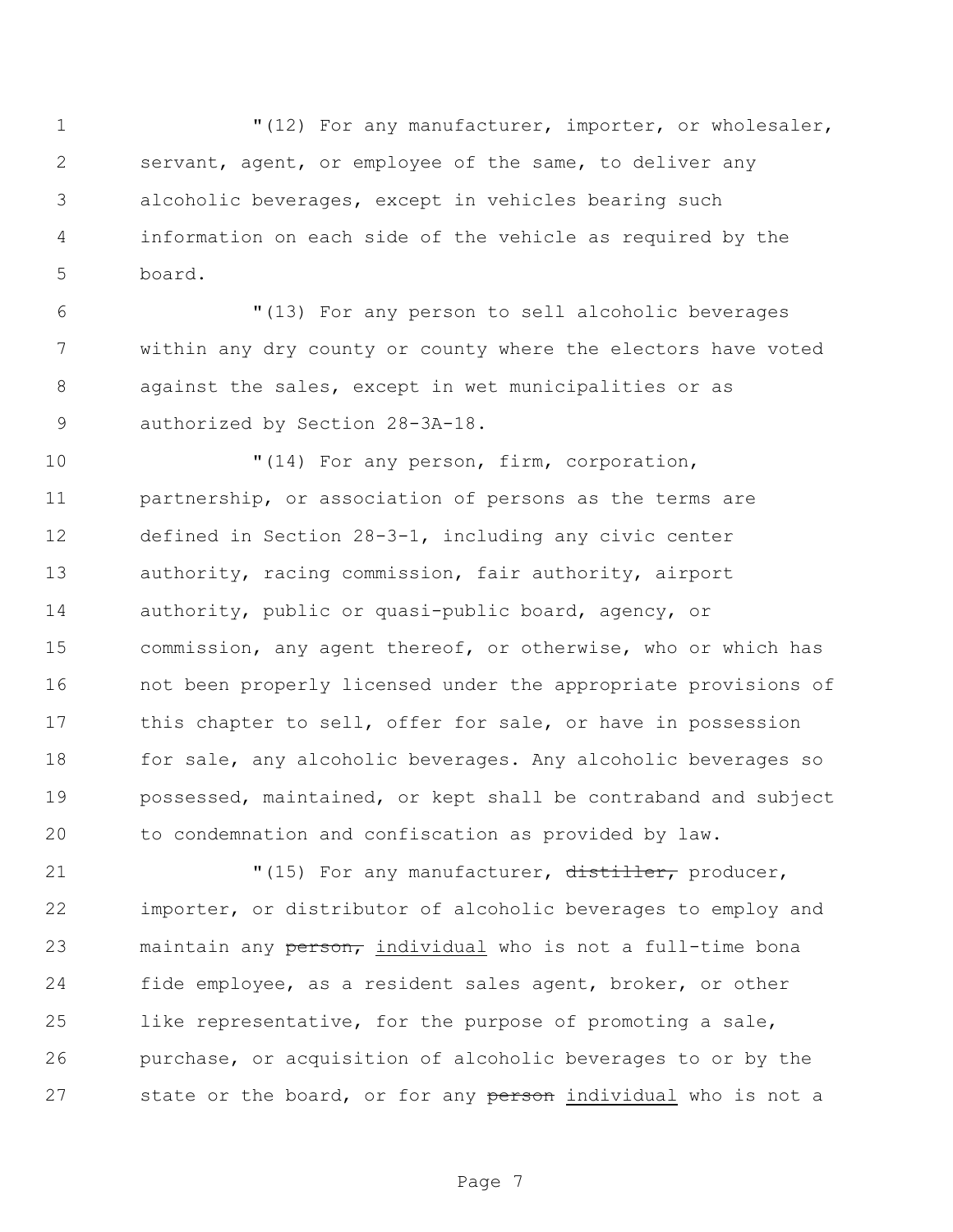"(12) For any manufacturer, importer, or wholesaler, servant, agent, or employee of the same, to deliver any alcoholic beverages, except in vehicles bearing such information on each side of the vehicle as required by the board.

"(13) For any person to sell alcoholic beverages within any dry county or county where the electors have voted against the sales, except in wet municipalities or as authorized by Section 28-3A-18.

"(14) For any person, firm, corporation, partnership, or association of persons as the terms are defined in Section 28-3-1, including any civic center authority, racing commission, fair authority, airport authority, public or quasi-public board, agency, or commission, any agent thereof, or otherwise, who or which has not been properly licensed under the appropriate provisions of this chapter to sell, offer for sale, or have in possession for sale, any alcoholic beverages. Any alcoholic beverages so possessed, maintained, or kept shall be contraband and subject to condemnation and confiscation as provided by law.

"(15) For any manufacturer, ~~distiller,~~ producer, importer, or distributor of alcoholic beverages to employ and maintain any ~~person,~~ <u>individual</u> who is not a full-time bona fide employee, as a resident sales agent, broker, or other like representative, for the purpose of promoting a sale, purchase, or acquisition of alcoholic beverages to or by the state or the board, or for any ~~person~~ <u>individual</u> who is not a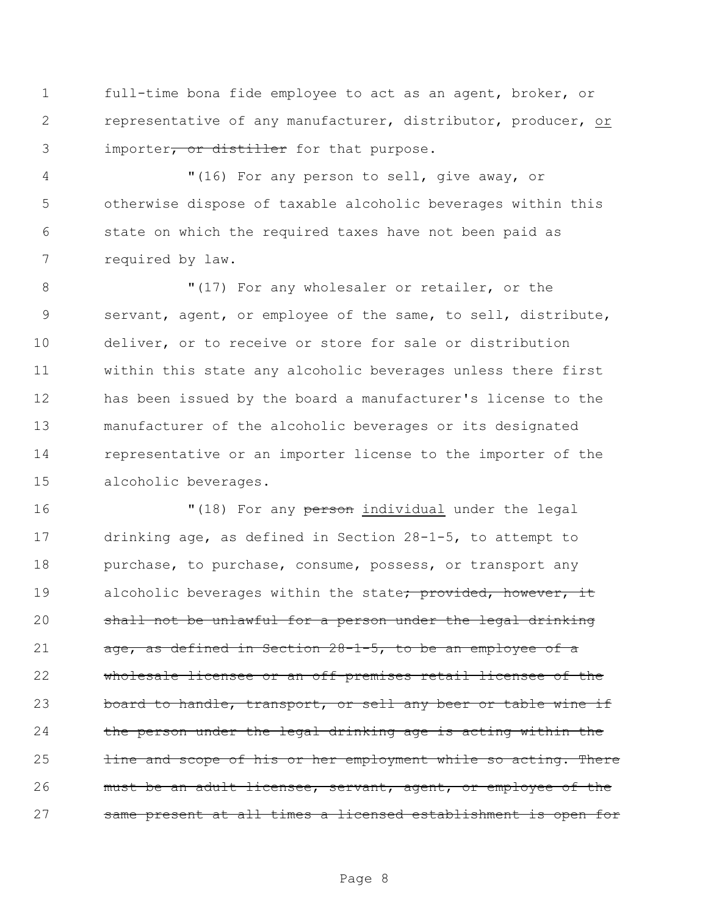full-time bona fide employee to act as an agent, broker, or representative of any manufacturer, distributor, producer, <u>or</u> importer~~, or distiller~~ for that purpose.

"(16) For any person to sell, give away, or otherwise dispose of taxable alcoholic beverages within this state on which the required taxes have not been paid as required by law.

"(17) For any wholesaler or retailer, or the servant, agent, or employee of the same, to sell, distribute, deliver, or to receive or store for sale or distribution within this state any alcoholic beverages unless there first has been issued by the board a manufacturer's license to the manufacturer of the alcoholic beverages or its designated representative or an importer license to the importer of the alcoholic beverages.

"(18) For any ~~person~~ <u>individual</u> under the legal drinking age, as defined in Section 28-1-5, to attempt to purchase, to purchase, consume, possess, or transport any alcoholic beverages within the state~~; provided, however, it shall not be unlawful for a person under the legal drinking age, as defined in Section 28-1-5, to be an employee of a wholesale licensee or an off premises retail licensee of the board to handle, transport, or sell any beer or table wine if the person under the legal drinking age is acting within the line and scope of his or her employment while so acting. There must be an adult licensee, servant, agent, or employee of the same present at all times a licensed establishment is open for~~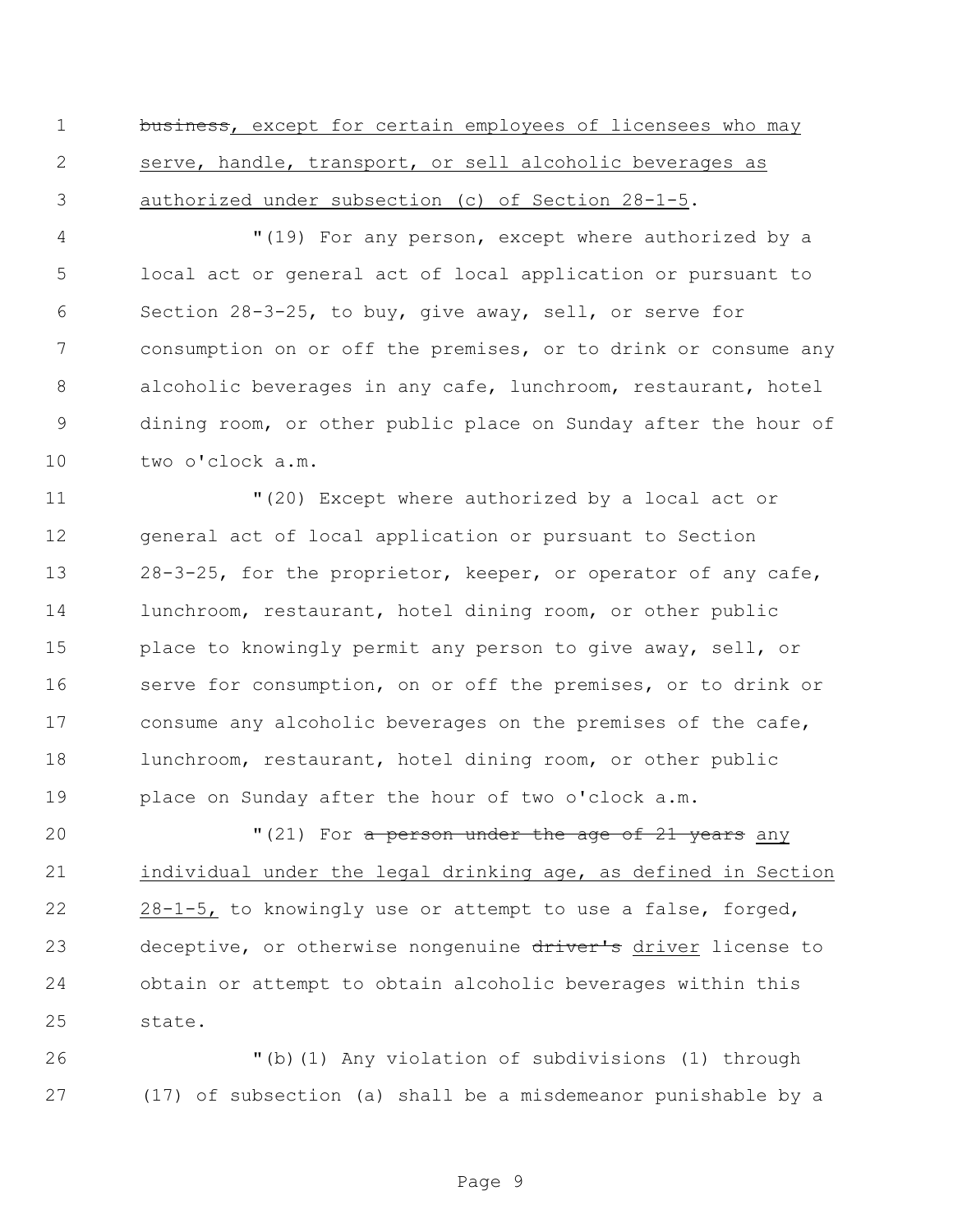~~business~~, <u>except for certain employees of licensees who may serve, handle, transport, or sell alcoholic beverages as authorized under subsection (c) of Section 28-1-5</u>.

"(19) For any person, except where authorized by a local act or general act of local application or pursuant to Section 28-3-25, to buy, give away, sell, or serve for consumption on or off the premises, or to drink or consume any alcoholic beverages in any cafe, lunchroom, restaurant, hotel dining room, or other public place on Sunday after the hour of two o'clock a.m.

"(20) Except where authorized by a local act or general act of local application or pursuant to Section 28-3-25, for the proprietor, keeper, or operator of any cafe, lunchroom, restaurant, hotel dining room, or other public place to knowingly permit any person to give away, sell, or serve for consumption, on or off the premises, or to drink or consume any alcoholic beverages on the premises of the cafe, lunchroom, restaurant, hotel dining room, or other public place on Sunday after the hour of two o'clock a.m.

"(21) For ~~a person under the age of 21 years~~ <u>any individual under the legal drinking age, as defined in Section 28-1-5,</u> to knowingly use or attempt to use a false, forged, deceptive, or otherwise nongenuine ~~driver's~~ <u>driver</u> license to obtain or attempt to obtain alcoholic beverages within this state.

"(b)(1) Any violation of subdivisions (1) through (17) of subsection (a) shall be a misdemeanor punishable by a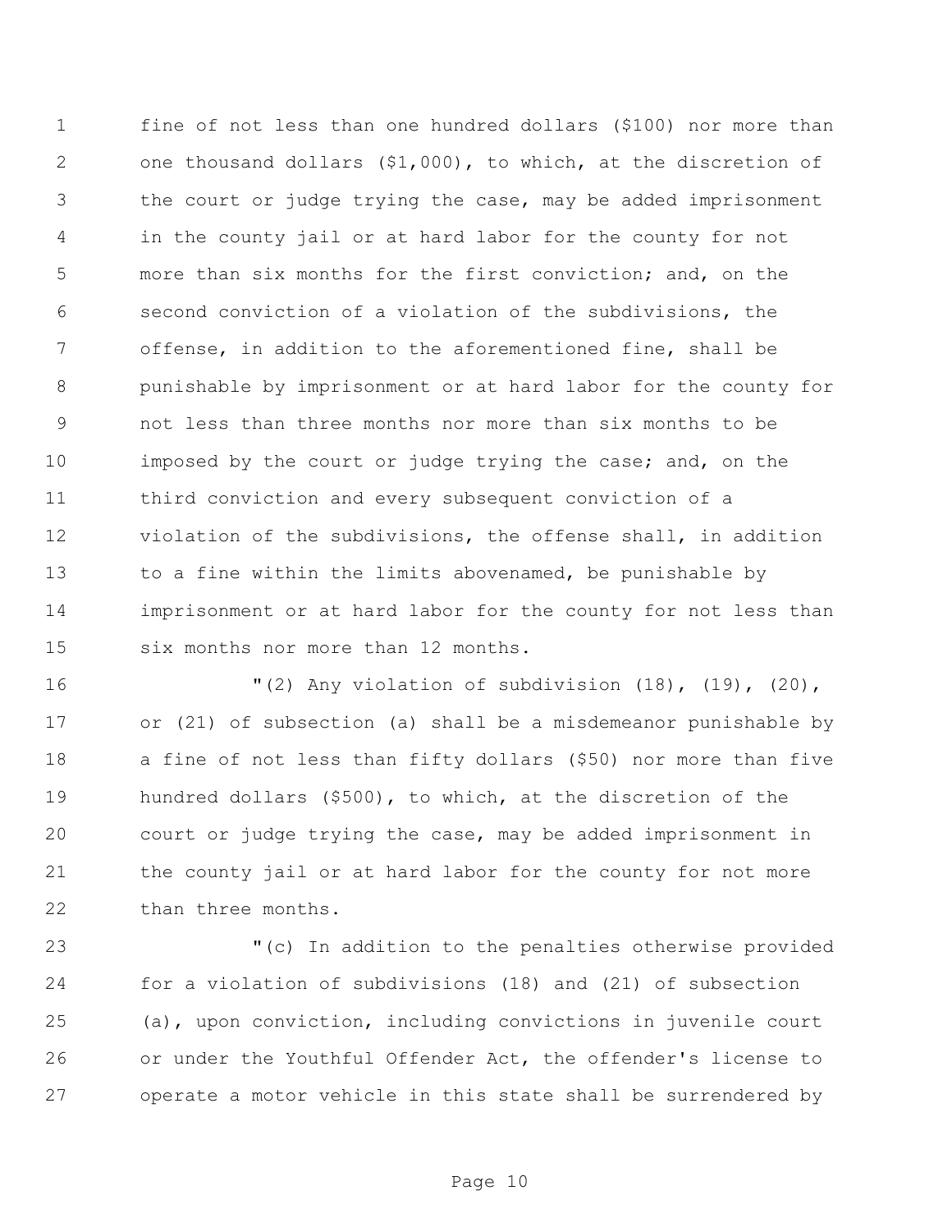fine of not less than one hundred dollars ($100) nor more than one thousand dollars ($1,000), to which, at the discretion of the court or judge trying the case, may be added imprisonment in the county jail or at hard labor for the county for not more than six months for the first conviction; and, on the second conviction of a violation of the subdivisions, the offense, in addition to the aforementioned fine, shall be punishable by imprisonment or at hard labor for the county for not less than three months nor more than six months to be imposed by the court or judge trying the case; and, on the third conviction and every subsequent conviction of a violation of the subdivisions, the offense shall, in addition to a fine within the limits abovenamed, be punishable by imprisonment or at hard labor for the county for not less than six months nor more than 12 months.

"(2) Any violation of subdivision (18), (19), (20), or (21) of subsection (a) shall be a misdemeanor punishable by a fine of not less than fifty dollars ($50) nor more than five hundred dollars ($500), to which, at the discretion of the court or judge trying the case, may be added imprisonment in the county jail or at hard labor for the county for not more than three months.

"(c) In addition to the penalties otherwise provided for a violation of subdivisions (18) and (21) of subsection (a), upon conviction, including convictions in juvenile court or under the Youthful Offender Act, the offender's license to operate a motor vehicle in this state shall be surrendered by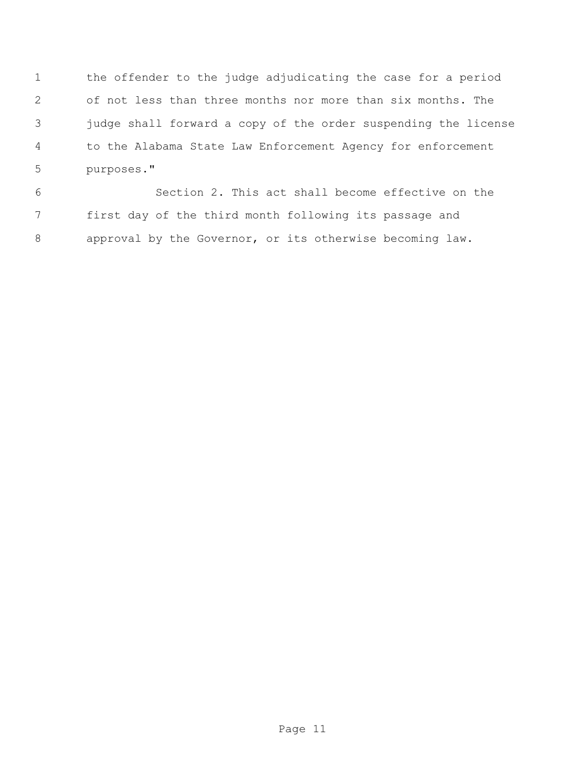the offender to the judge adjudicating the case for a period of not less than three months nor more than six months. The judge shall forward a copy of the order suspending the license to the Alabama State Law Enforcement Agency for enforcement purposes."

Section 2. This act shall become effective on the first day of the third month following its passage and approval by the Governor, or its otherwise becoming law.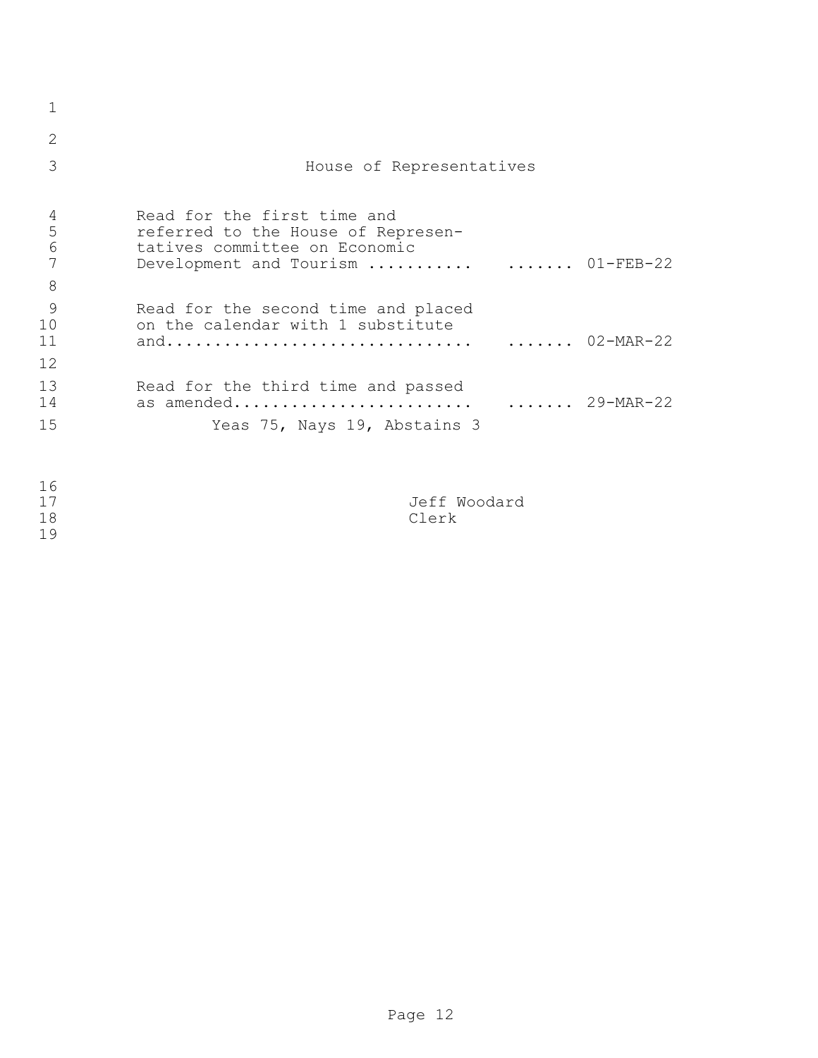House of Representatives

Read for the first time and referred to the House of Representatives committee on Economic Development and Tourism ........... ....... 01-FEB-22

Read for the second time and placed on the calendar with 1 substitute and............................... ....... 02-MAR-22

Read for the third time and passed as amended........................ ....... 29-MAR-22

Yeas 75, Nays 19, Abstains 3

Jeff Woodard
Clerk